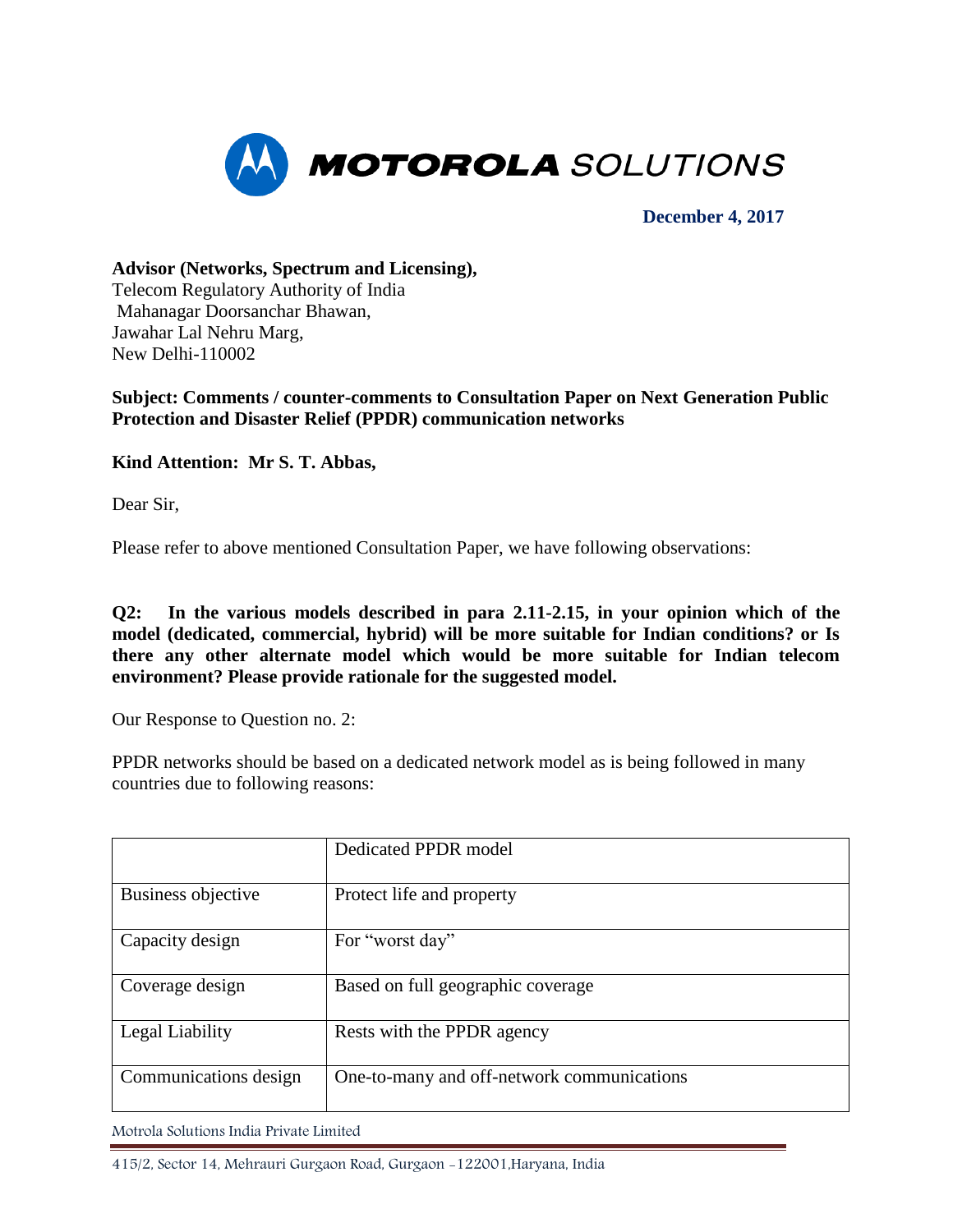**MOTOROLA SOLUTIONS**

**December 4, 2017**

**Advisor (Networks, Spectrum and Licensing),**
Telecom Regulatory Authority of India
Mahanagar Doorsanchar Bhawan,
Jawahar Lal Nehru Marg,
New Delhi-110002

**Subject: Comments / counter-comments to Consultation Paper on Next Generation Public Protection and Disaster Relief (PPDR) communication networks**

**Kind Attention: Mr S. T. Abbas,**

Dear Sir,

Please refer to above mentioned Consultation Paper, we have following observations:

**Q2: In the various models described in para 2.11-2.15, in your opinion which of the model (dedicated, commercial, hybrid) will be more suitable for Indian conditions? or Is there any other alternate model which would be more suitable for Indian telecom environment? Please provide rationale for the suggested model.**

Our Response to Question no. 2:

PPDR networks should be based on a dedicated network model as is being followed in many countries due to following reasons:

| | Dedicated PPDR model |
|---|---|
| Business objective | Protect life and property |
| Capacity design | For "worst day" |
| Coverage design | Based on full geographic coverage |
| Legal Liability | Rests with the PPDR agency |
| Communications design | One-to-many and off-network communications |

Motrola Solutions India Private Limited

415/2, Sector 14, Mehrauri Gurgaon Road, Gurgaon -122001,Haryana, India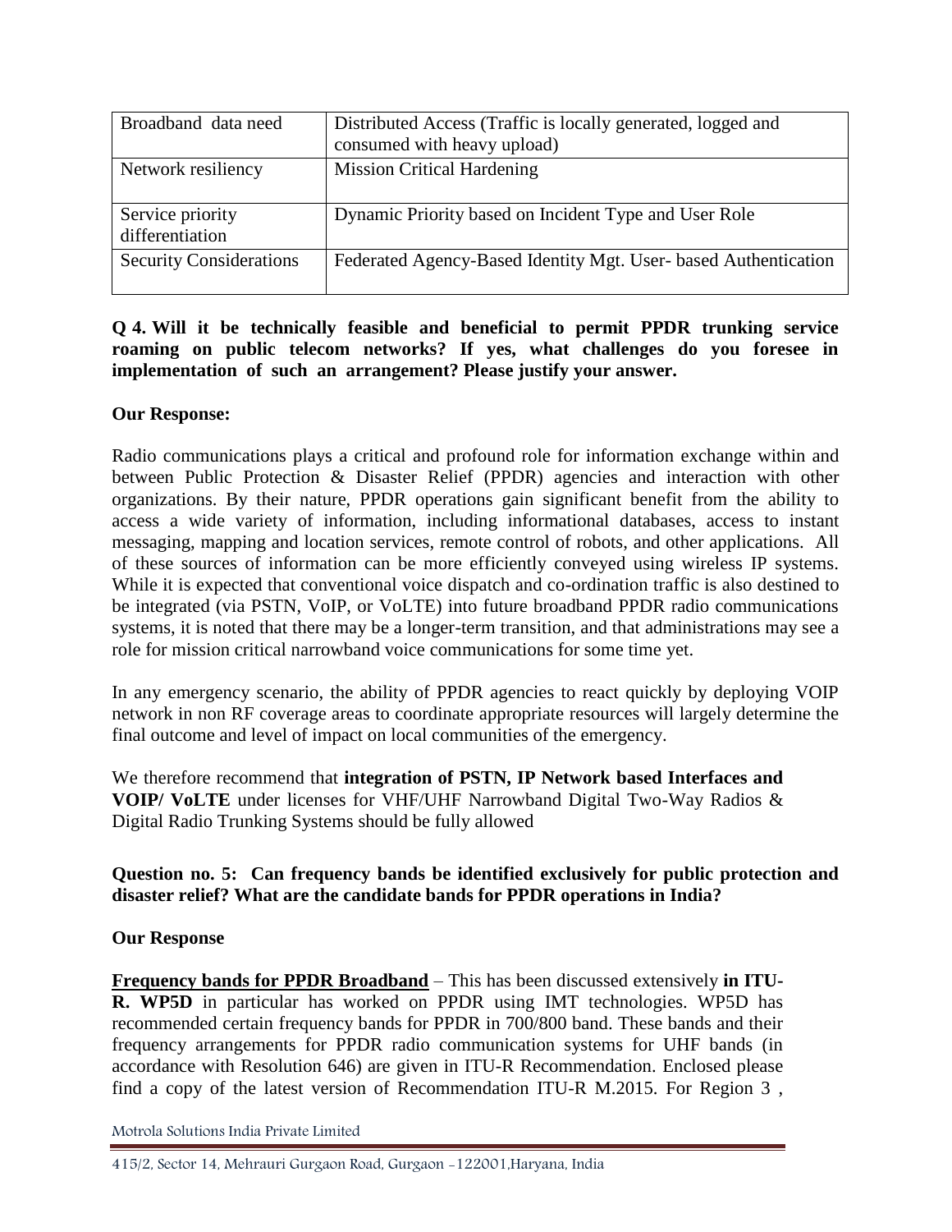| Broadband data need | Distributed Access (Traffic is locally generated, logged and consumed with heavy upload) |
|---|---|
| Network resiliency | Mission Critical Hardening |
| Service priority differentiation | Dynamic Priority based on Incident Type and User Role |
| Security Considerations | Federated Agency-Based Identity Mgt. User- based Authentication |

**Q 4. Will it be technically feasible and beneficial to permit PPDR trunking service roaming on public telecom networks? If yes, what challenges do you foresee in implementation of such an arrangement? Please justify your answer.**

**Our Response:**

Radio communications plays a critical and profound role for information exchange within and between Public Protection & Disaster Relief (PPDR) agencies and interaction with other organizations. By their nature, PPDR operations gain significant benefit from the ability to access a wide variety of information, including informational databases, access to instant messaging, mapping and location services, remote control of robots, and other applications. All of these sources of information can be more efficiently conveyed using wireless IP systems. While it is expected that conventional voice dispatch and co-ordination traffic is also destined to be integrated (via PSTN, VoIP, or VoLTE) into future broadband PPDR radio communications systems, it is noted that there may be a longer-term transition, and that administrations may see a role for mission critical narrowband voice communications for some time yet.

In any emergency scenario, the ability of PPDR agencies to react quickly by deploying VOIP network in non RF coverage areas to coordinate appropriate resources will largely determine the final outcome and level of impact on local communities of the emergency.

We therefore recommend that **integration of PSTN, IP Network based Interfaces and VOIP/ VoLTE** under licenses for VHF/UHF Narrowband Digital Two-Way Radios & Digital Radio Trunking Systems should be fully allowed

**Question no. 5: Can frequency bands be identified exclusively for public protection and disaster relief? What are the candidate bands for PPDR operations in India?**

**Our Response**

**Frequency bands for PPDR Broadband** – This has been discussed extensively **in ITU-R. WP5D** in particular has worked on PPDR using IMT technologies. WP5D has recommended certain frequency bands for PPDR in 700/800 band. These bands and their frequency arrangements for PPDR radio communication systems for UHF bands (in accordance with Resolution 646) are given in ITU-R Recommendation. Enclosed please find a copy of the latest version of Recommendation ITU-R M.2015. For Region 3 ,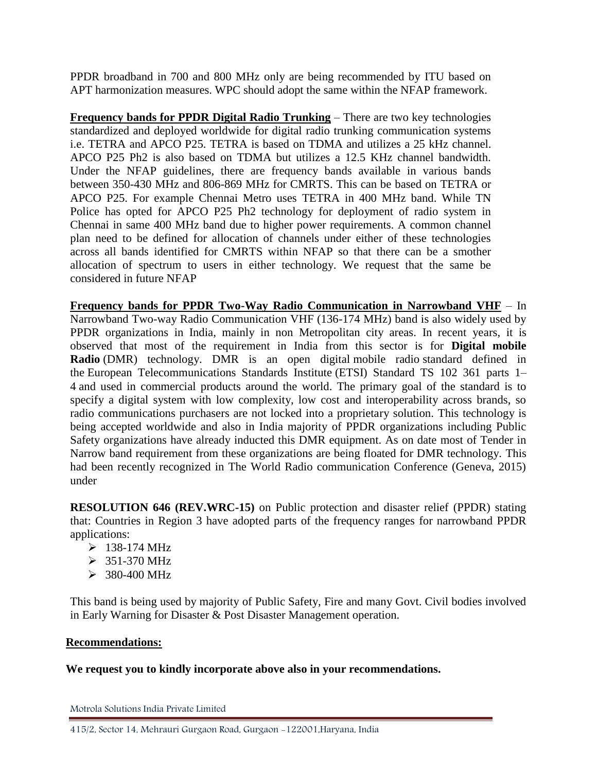PPDR broadband in 700 and 800 MHz only are being recommended by ITU based on APT harmonization measures. WPC should adopt the same within the NFAP framework.

**Frequency bands for PPDR Digital Radio Trunking** – There are two key technologies standardized and deployed worldwide for digital radio trunking communication systems i.e. TETRA and APCO P25. TETRA is based on TDMA and utilizes a 25 kHz channel. APCO P25 Ph2 is also based on TDMA but utilizes a 12.5 KHz channel bandwidth. Under the NFAP guidelines, there are frequency bands available in various bands between 350-430 MHz and 806-869 MHz for CMRTS. This can be based on TETRA or APCO P25. For example Chennai Metro uses TETRA in 400 MHz band. While TN Police has opted for APCO P25 Ph2 technology for deployment of radio system in Chennai in same 400 MHz band due to higher power requirements. A common channel plan need to be defined for allocation of channels under either of these technologies across all bands identified for CMRTS within NFAP so that there can be a smother allocation of spectrum to users in either technology. We request that the same be considered in future NFAP

**Frequency bands for PPDR Two-Way Radio Communication in Narrowband VHF** – In Narrowband Two-way Radio Communication VHF (136-174 MHz) band is also widely used by PPDR organizations in India, mainly in non Metropolitan city areas. In recent years, it is observed that most of the requirement in India from this sector is for **Digital mobile Radio** (DMR) technology. DMR is an open digital mobile radio standard defined in the European Telecommunications Standards Institute (ETSI) Standard TS 102 361 parts 1–4 and used in commercial products around the world. The primary goal of the standard is to specify a digital system with low complexity, low cost and interoperability across brands, so radio communications purchasers are not locked into a proprietary solution. This technology is being accepted worldwide and also in India majority of PPDR organizations including Public Safety organizations have already inducted this DMR equipment. As on date most of Tender in Narrow band requirement from these organizations are being floated for DMR technology. This had been recently recognized in The World Radio communication Conference (Geneva, 2015) under

**RESOLUTION 646 (REV.WRC-15)** on Public protection and disaster relief (PPDR) stating that: Countries in Region 3 have adopted parts of the frequency ranges for narrowband PPDR applications:

- 138-174 MHz
- 351-370 MHz
- 380-400 MHz

This band is being used by majority of Public Safety, Fire and many Govt. Civil bodies involved in Early Warning for Disaster & Post Disaster Management operation.

**Recommendations:**

**We request you to kindly incorporate above also in your recommendations.**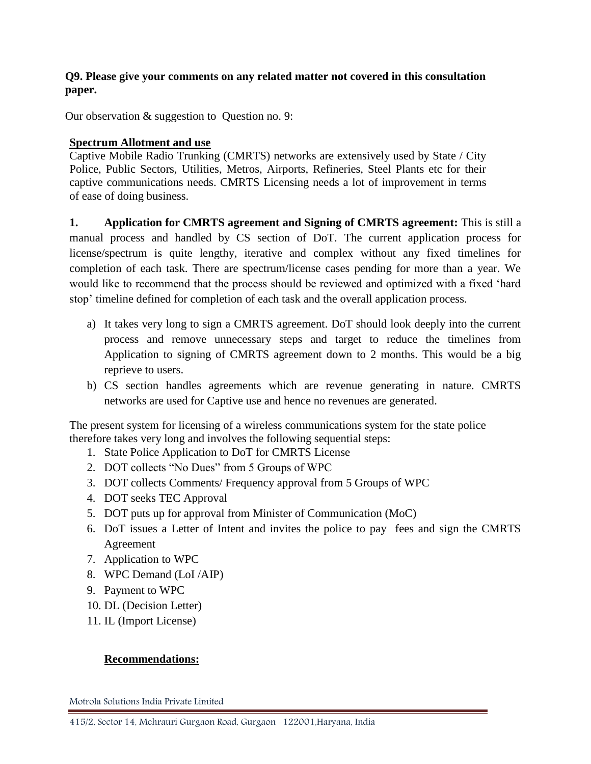**Q9. Please give your comments on any related matter not covered in this consultation paper.**

Our observation & suggestion to Question no. 9:

**Spectrum Allotment and use**

Captive Mobile Radio Trunking (CMRTS) networks are extensively used by State / City Police, Public Sectors, Utilities, Metros, Airports, Refineries, Steel Plants etc for their captive communications needs. CMRTS Licensing needs a lot of improvement in terms of ease of doing business.

**1. Application for CMRTS agreement and Signing of CMRTS agreement:** This is still a manual process and handled by CS section of DoT. The current application process for license/spectrum is quite lengthy, iterative and complex without any fixed timelines for completion of each task. There are spectrum/license cases pending for more than a year. We would like to recommend that the process should be reviewed and optimized with a fixed 'hard stop' timeline defined for completion of each task and the overall application process.

a) It takes very long to sign a CMRTS agreement. DoT should look deeply into the current process and remove unnecessary steps and target to reduce the timelines from Application to signing of CMRTS agreement down to 2 months. This would be a big reprieve to users.
b) CS section handles agreements which are revenue generating in nature. CMRTS networks are used for Captive use and hence no revenues are generated.

The present system for licensing of a wireless communications system for the state police therefore takes very long and involves the following sequential steps:

1. State Police Application to DoT for CMRTS License
2. DOT collects "No Dues" from 5 Groups of WPC
3. DOT collects Comments/ Frequency approval from 5 Groups of WPC
4. DOT seeks TEC Approval
5. DOT puts up for approval from Minister of Communication (MoC)
6. DoT issues a Letter of Intent and invites the police to pay fees and sign the CMRTS Agreement
7. Application to WPC
8. WPC Demand (LoI /AIP)
9. Payment to WPC
10. DL (Decision Letter)
11. IL (Import License)

**Recommendations:**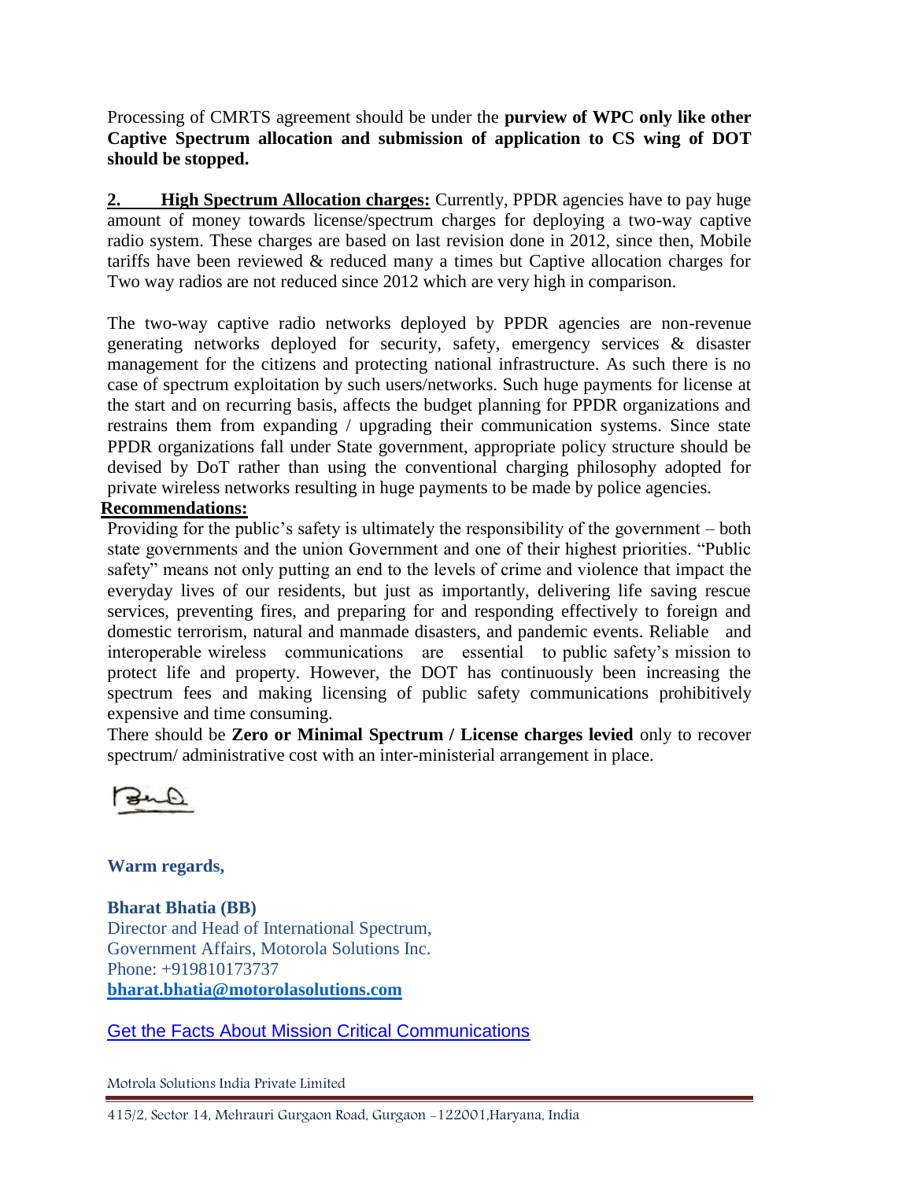Processing of CMRTS agreement should be under the **purview of WPC only like other Captive Spectrum allocation and submission of application to CS wing of DOT should be stopped.**

**2. <u>High Spectrum Allocation charges:</u>** Currently, PPDR agencies have to pay huge amount of money towards license/spectrum charges for deploying a two-way captive radio system. These charges are based on last revision done in 2012, since then, Mobile tariffs have been reviewed & reduced many a times but Captive allocation charges for Two way radios are not reduced since 2012 which are very high in comparison.

The two-way captive radio networks deployed by PPDR agencies are non-revenue generating networks deployed for security, safety, emergency services & disaster management for the citizens and protecting national infrastructure. As such there is no case of spectrum exploitation by such users/networks. Such huge payments for license at the start and on recurring basis, affects the budget planning for PPDR organizations and restrains them from expanding / upgrading their communication systems. Since state PPDR organizations fall under State government, appropriate policy structure should be devised by DoT rather than using the conventional charging philosophy adopted for private wireless networks resulting in huge payments to be made by police agencies.

**<u>Recommendations:</u>**

Providing for the public's safety is ultimately the responsibility of the government – both state governments and the union Government and one of their highest priorities. "Public safety" means not only putting an end to the levels of crime and violence that impact the everyday lives of our residents, but just as importantly, delivering life saving rescue services, preventing fires, and preparing for and responding effectively to foreign and domestic terrorism, natural and manmade disasters, and pandemic events. Reliable and interoperable wireless communications are essential to public safety's mission to protect life and property. However, the DOT has continuously been increasing the spectrum fees and making licensing of public safety communications prohibitively expensive and time consuming.

There should be **Zero or Minimal Spectrum / License charges levied** only to recover spectrum/ administrative cost with an inter-ministerial arrangement in place.

**Warm regards,**

**Bharat Bhatia (BB)**
Director and Head of International Spectrum,
Government Affairs, Motorola Solutions Inc.
Phone: +919810173737
**bharat.bhatia@motorolasolutions.com**

Get the Facts About Mission Critical Communications

Motrola Solutions India Private Limited

415/2, Sector 14, Mehrauri Gurgaon Road, Gurgaon -122001,Haryana, India